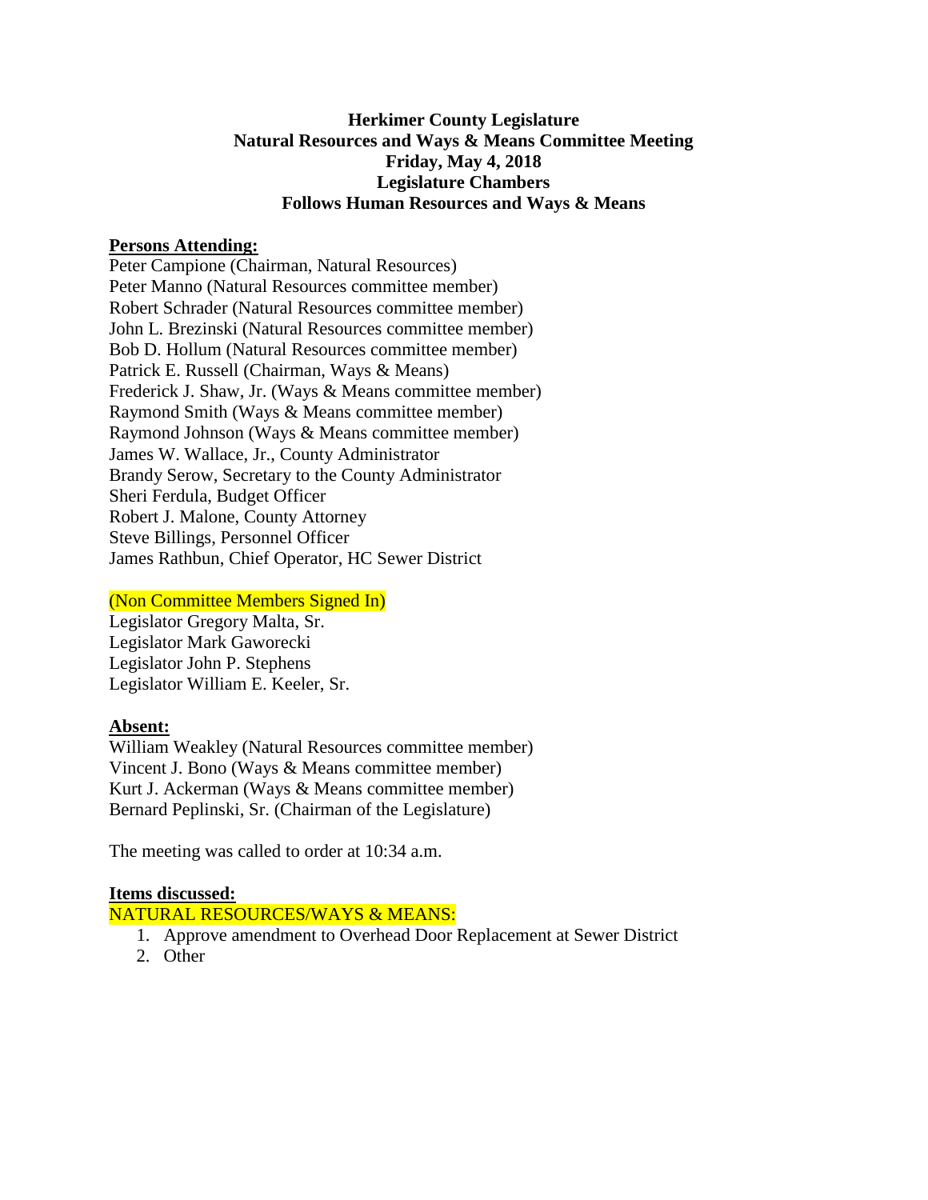**Herkimer County Legislature**
**Natural Resources and Ways & Means Committee Meeting**
**Friday, May 4, 2018**
**Legislature Chambers**
**Follows Human Resources and Ways & Means**

**Persons Attending:**

Peter Campione (Chairman, Natural Resources)
Peter Manno (Natural Resources committee member)
Robert Schrader (Natural Resources committee member)
John L. Brezinski (Natural Resources committee member)
Bob D. Hollum (Natural Resources committee member)
Patrick E. Russell (Chairman, Ways & Means)
Frederick J. Shaw, Jr. (Ways & Means committee member)
Raymond Smith (Ways & Means committee member)
Raymond Johnson (Ways & Means committee member)
James W. Wallace, Jr., County Administrator
Brandy Serow, Secretary to the County Administrator
Sheri Ferdula, Budget Officer
Robert J. Malone, County Attorney
Steve Billings, Personnel Officer
James Rathbun, Chief Operator, HC Sewer District

(Non Committee Members Signed In)

Legislator Gregory Malta, Sr.
Legislator Mark Gaworecki
Legislator John P. Stephens
Legislator William E. Keeler, Sr.

**Absent:**

William Weakley (Natural Resources committee member)
Vincent J. Bono (Ways & Means committee member)
Kurt J. Ackerman (Ways & Means committee member)
Bernard Peplinski, Sr. (Chairman of the Legislature)

The meeting was called to order at 10:34 a.m.

**Items discussed:**

NATURAL RESOURCES/WAYS & MEANS:

1. Approve amendment to Overhead Door Replacement at Sewer District
2. Other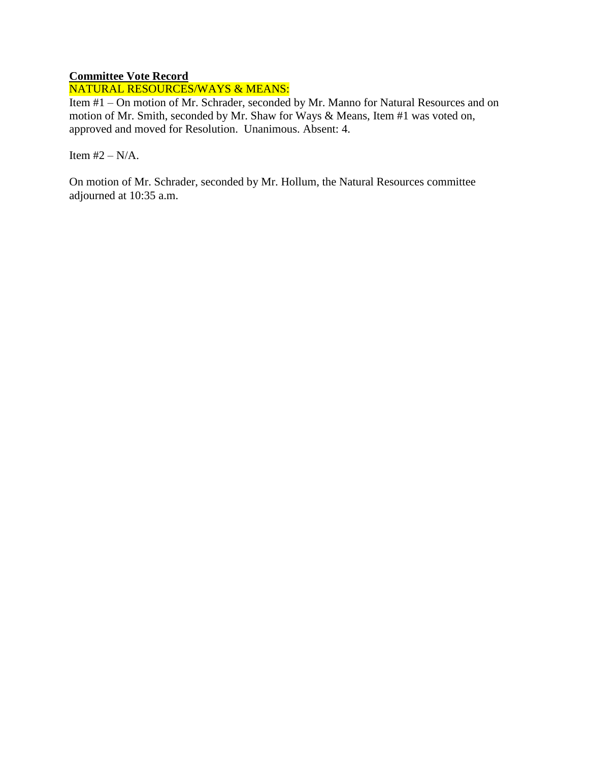**Committee Vote Record**

NATURAL RESOURCES/WAYS & MEANS:

Item #1 – On motion of Mr. Schrader, seconded by Mr. Manno for Natural Resources and on motion of Mr. Smith, seconded by Mr. Shaw for Ways & Means, Item #1 was voted on, approved and moved for Resolution. Unanimous. Absent: 4.

Item #2 – N/A.

On motion of Mr. Schrader, seconded by Mr. Hollum, the Natural Resources committee adjourned at 10:35 a.m.